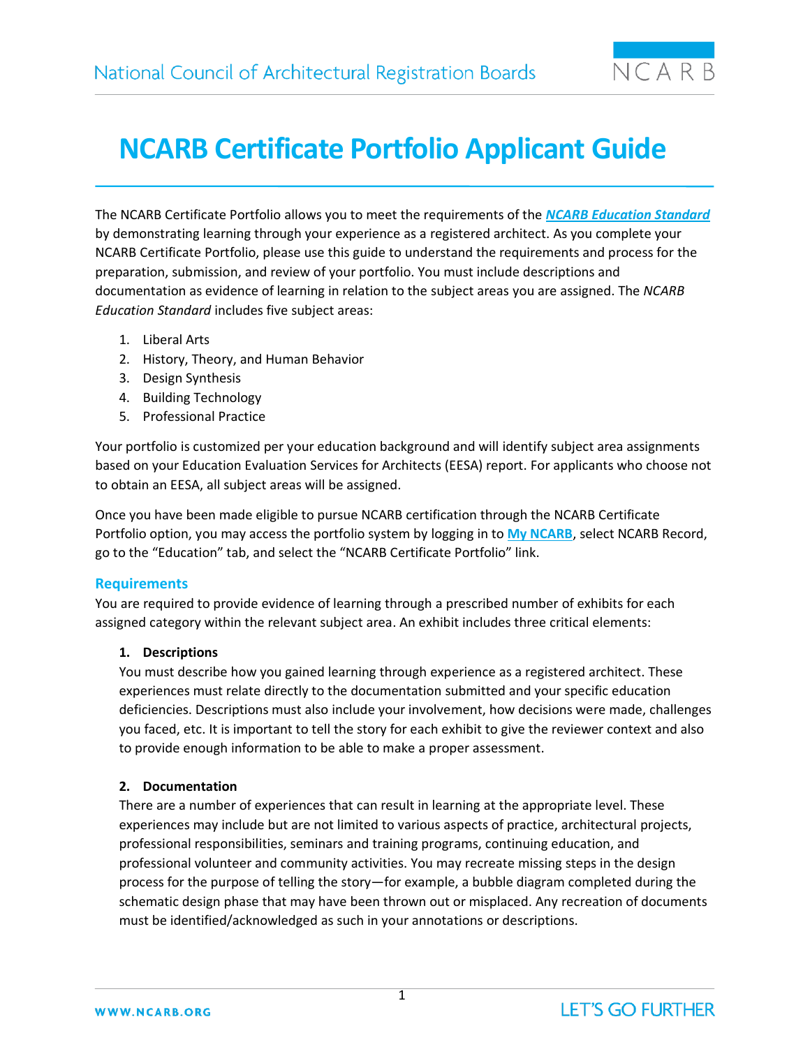# NCARB Certificate Portfolio Applicant Guide

The NCARB Certificate Portfolio allows you to meet the requirements of the ***NCARB Education Standard*** by demonstrating learning through your experience as a registered architect. As you complete your NCARB Certificate Portfolio, please use this guide to understand the requirements and process for the preparation, submission, and review of your portfolio. You must include descriptions and documentation as evidence of learning in relation to the subject areas you are assigned. The *NCARB Education Standard* includes five subject areas:

1. Liberal Arts
2. History, Theory, and Human Behavior
3. Design Synthesis
4. Building Technology
5. Professional Practice

Your portfolio is customized per your education background and will identify subject area assignments based on your Education Evaluation Services for Architects (EESA) report. For applicants who choose not to obtain an EESA, all subject areas will be assigned.

Once you have been made eligible to pursue NCARB certification through the NCARB Certificate Portfolio option, you may access the portfolio system by logging in to **My NCARB**, select NCARB Record, go to the "Education" tab, and select the "NCARB Certificate Portfolio" link.

## Requirements

You are required to provide evidence of learning through a prescribed number of exhibits for each assigned category within the relevant subject area. An exhibit includes three critical elements:

1. **Descriptions**
   You must describe how you gained learning through experience as a registered architect. These experiences must relate directly to the documentation submitted and your specific education deficiencies. Descriptions must also include your involvement, how decisions were made, challenges you faced, etc. It is important to tell the story for each exhibit to give the reviewer context and also to provide enough information to be able to make a proper assessment.

2. **Documentation**
   There are a number of experiences that can result in learning at the appropriate level. These experiences may include but are not limited to various aspects of practice, architectural projects, professional responsibilities, seminars and training programs, continuing education, and professional volunteer and community activities. You may recreate missing steps in the design process for the purpose of telling the story—for example, a bubble diagram completed during the schematic design phase that may have been thrown out or misplaced. Any recreation of documents must be identified/acknowledged as such in your annotations or descriptions.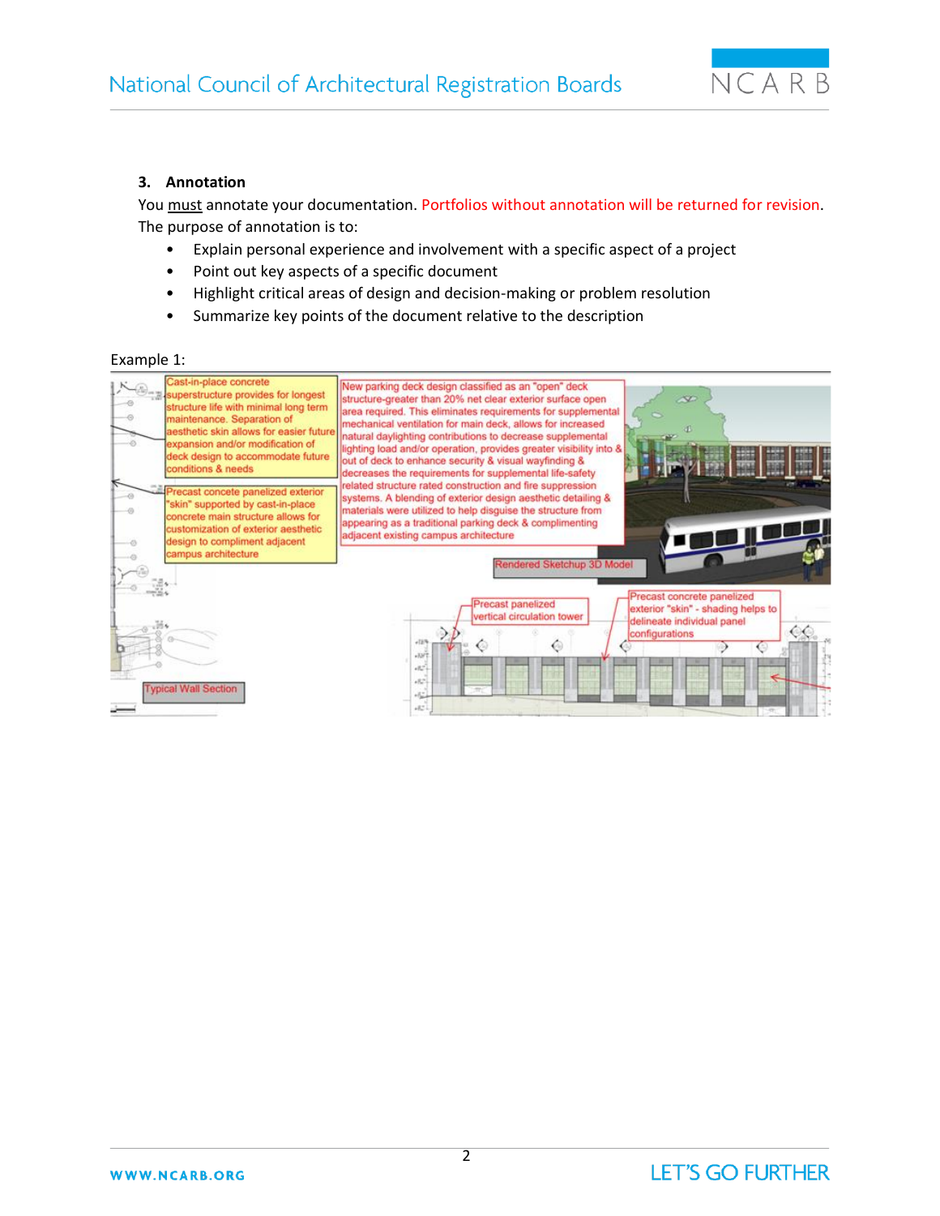### 3. Annotation

You must annotate your documentation. Portfolios without annotation will be returned for revision. The purpose of annotation is to:

- Explain personal experience and involvement with a specific aspect of a project
- Point out key aspects of a specific document
- Highlight critical areas of design and decision-making or problem resolution
- Summarize key points of the document relative to the description

Example 1:

Cast-in-place concrete superstructure provides for longest structure life with minimal long term maintenance. Separation of aesthetic skin allows for easier future expansion and/or modification of deck design to accommodate future conditions & needs

Precast concete panelized exterior "skin" supported by cast-in-place concrete main structure allows for customization of exterior aesthetic design to compliment adjacent campus architecture

Typical Wall Section

New parking deck design classified as an "open" deck structure-greater than 20% net clear exterior surface open area required. This eliminates requirements for supplemental mechanical ventilation for main deck, allows for increased natural daylighting contributions to decrease supplemental lighting load and/or operation, provides greater visibility into & out of deck to enhance security & visual wayfinding & decreases the requirements for supplemental life-safety related structure rated construction and fire suppression systems. A blending of exterior design aesthetic detailing & materials were utilized to help disguise the structure from appearing as a traditional parking deck & complimenting adjacent existing campus architecture

Rendered Sketchup 3D Model

Precast panelized vertical circulation tower

Precast concrete panelized exterior "skin" - shading helps to delineate individual panel configurations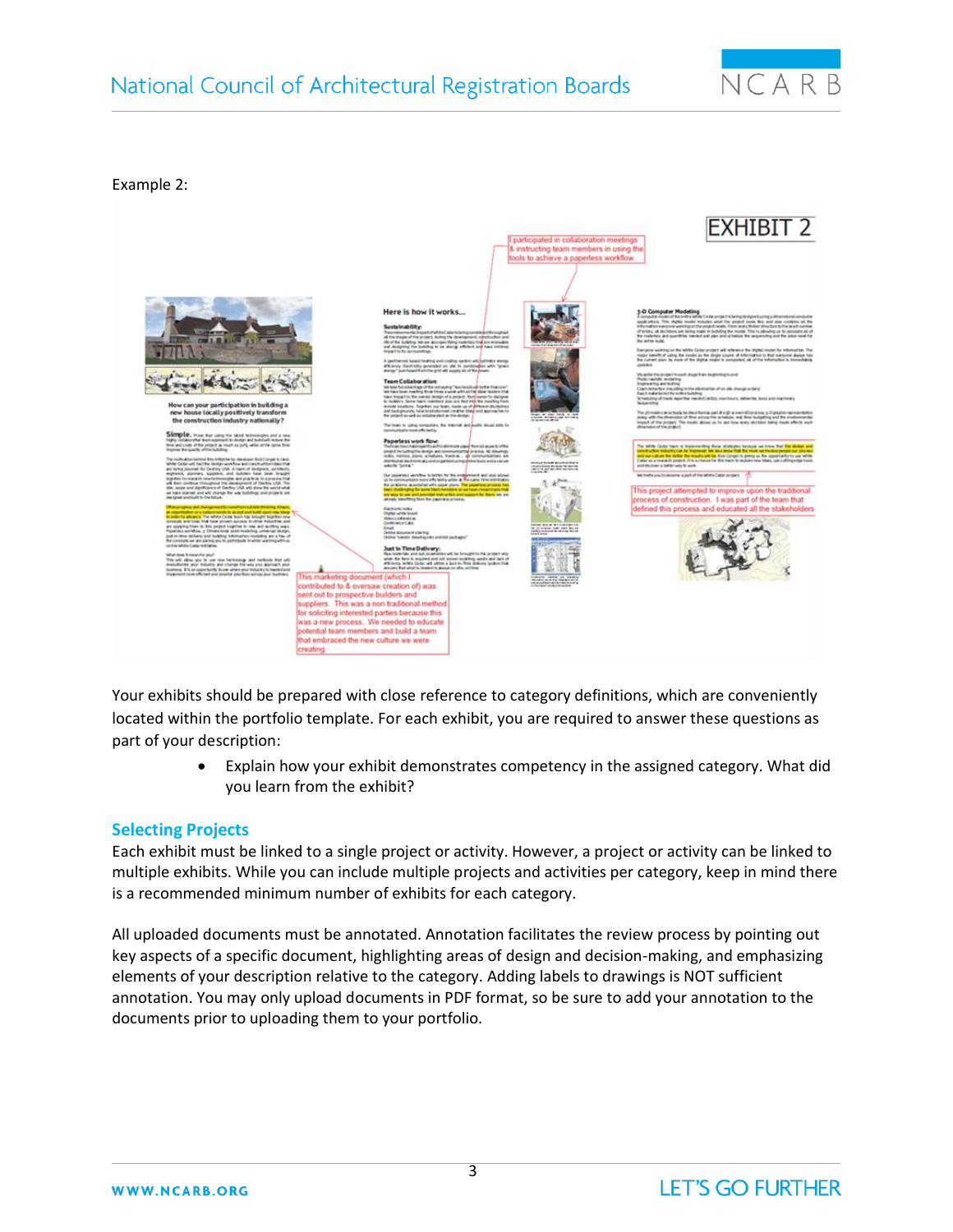Example 2:

Your exhibits should be prepared with close reference to category definitions, which are conveniently located within the portfolio template. For each exhibit, you are required to answer these questions as part of your description:

- Explain how your exhibit demonstrates competency in the assigned category. What did you learn from the exhibit?

## Selecting Projects

Each exhibit must be linked to a single project or activity. However, a project or activity can be linked to multiple exhibits. While you can include multiple projects and activities per category, keep in mind there is a recommended minimum number of exhibits for each category.

All uploaded documents must be annotated. Annotation facilitates the review process by pointing out key aspects of a specific document, highlighting areas of design and decision-making, and emphasizing elements of your description relative to the category. Adding labels to drawings is NOT sufficient annotation. You may only upload documents in PDF format, so be sure to add your annotation to the documents prior to uploading them to your portfolio.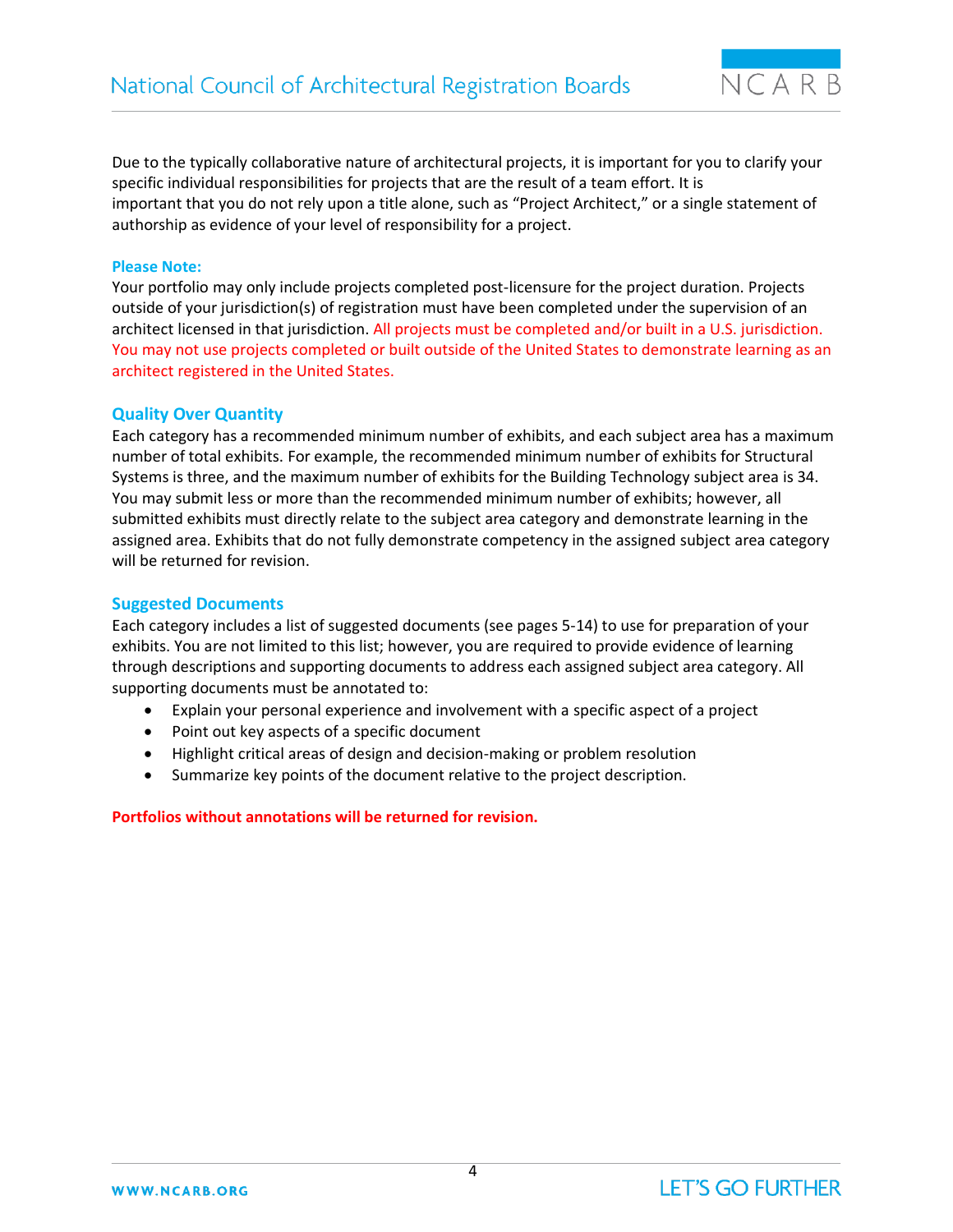Due to the typically collaborative nature of architectural projects, it is important for you to clarify your specific individual responsibilities for projects that are the result of a team effort. It is important that you do not rely upon a title alone, such as "Project Architect," or a single statement of authorship as evidence of your level of responsibility for a project.

**Please Note:**
Your portfolio may only include projects completed post-licensure for the project duration. Projects outside of your jurisdiction(s) of registration must have been completed under the supervision of an architect licensed in that jurisdiction. All projects must be completed and/or built in a U.S. jurisdiction. You may not use projects completed or built outside of the United States to demonstrate learning as an architect registered in the United States.

### Quality Over Quantity

Each category has a recommended minimum number of exhibits, and each subject area has a maximum number of total exhibits. For example, the recommended minimum number of exhibits for Structural Systems is three, and the maximum number of exhibits for the Building Technology subject area is 34. You may submit less or more than the recommended minimum number of exhibits; however, all submitted exhibits must directly relate to the subject area category and demonstrate learning in the assigned area. Exhibits that do not fully demonstrate competency in the assigned subject area category will be returned for revision.

### Suggested Documents

Each category includes a list of suggested documents (see pages 5-14) to use for preparation of your exhibits. You are not limited to this list; however, you are required to provide evidence of learning through descriptions and supporting documents to address each assigned subject area category. All supporting documents must be annotated to:

- Explain your personal experience and involvement with a specific aspect of a project
- Point out key aspects of a specific document
- Highlight critical areas of design and decision-making or problem resolution
- Summarize key points of the document relative to the project description.

**Portfolios without annotations will be returned for revision.**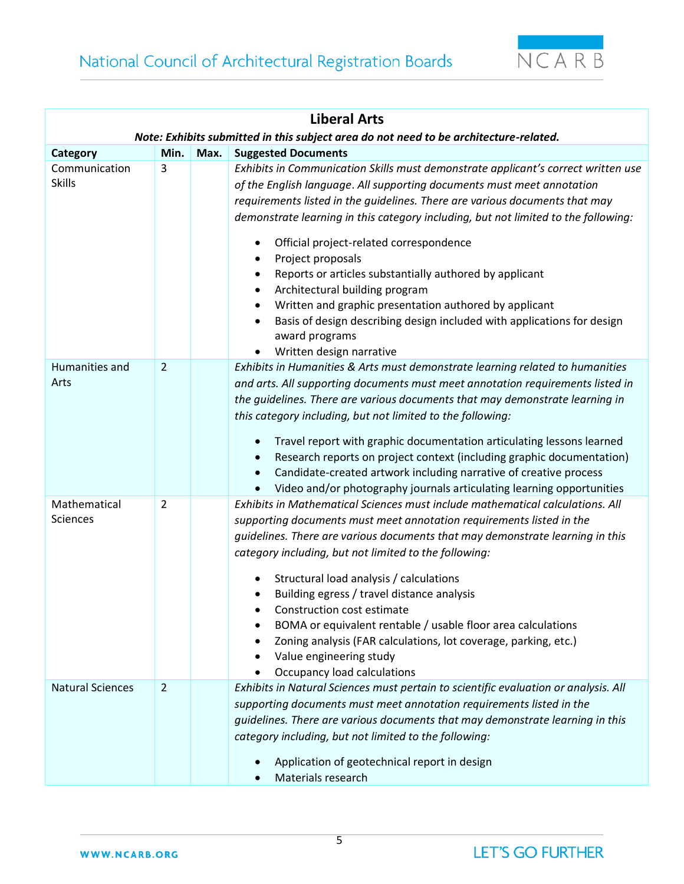| **Liberal Arts** | | | |
|---|---|---|---|
| ***Note: Exhibits submitted in this subject area do not need to be architecture-related.*** | | | |
| **Category** | **Min.** | **Max.** | **Suggested Documents** |
| Communication Skills | 3 | | *Exhibits in Communication Skills must demonstrate applicant's correct written use of the English language. All supporting documents must meet annotation requirements listed in the guidelines. There are various documents that may demonstrate learning in this category including, but not limited to the following:*<br>• Official project-related correspondence<br>• Project proposals<br>• Reports or articles substantially authored by applicant<br>• Architectural building program<br>• Written and graphic presentation authored by applicant<br>• Basis of design describing design included with applications for design award programs<br>• Written design narrative |
| Humanities and Arts | 2 | | *Exhibits in Humanities & Arts must demonstrate learning related to humanities and arts. All supporting documents must meet annotation requirements listed in the guidelines. There are various documents that may demonstrate learning in this category including, but not limited to the following:*<br>• Travel report with graphic documentation articulating lessons learned<br>• Research reports on project context (including graphic documentation)<br>• Candidate-created artwork including narrative of creative process<br>• Video and/or photography journals articulating learning opportunities |
| Mathematical Sciences | 2 | | *Exhibits in Mathematical Sciences must include mathematical calculations. All supporting documents must meet annotation requirements listed in the guidelines. There are various documents that may demonstrate learning in this category including, but not limited to the following:*<br>• Structural load analysis / calculations<br>• Building egress / travel distance analysis<br>• Construction cost estimate<br>• BOMA or equivalent rentable / usable floor area calculations<br>• Zoning analysis (FAR calculations, lot coverage, parking, etc.)<br>• Value engineering study<br>• Occupancy load calculations |
| Natural Sciences | 2 | | *Exhibits in Natural Sciences must pertain to scientific evaluation or analysis. All supporting documents must meet annotation requirements listed in the guidelines. There are various documents that may demonstrate learning in this category including, but not limited to the following:*<br>• Application of geotechnical report in design<br>• Materials research |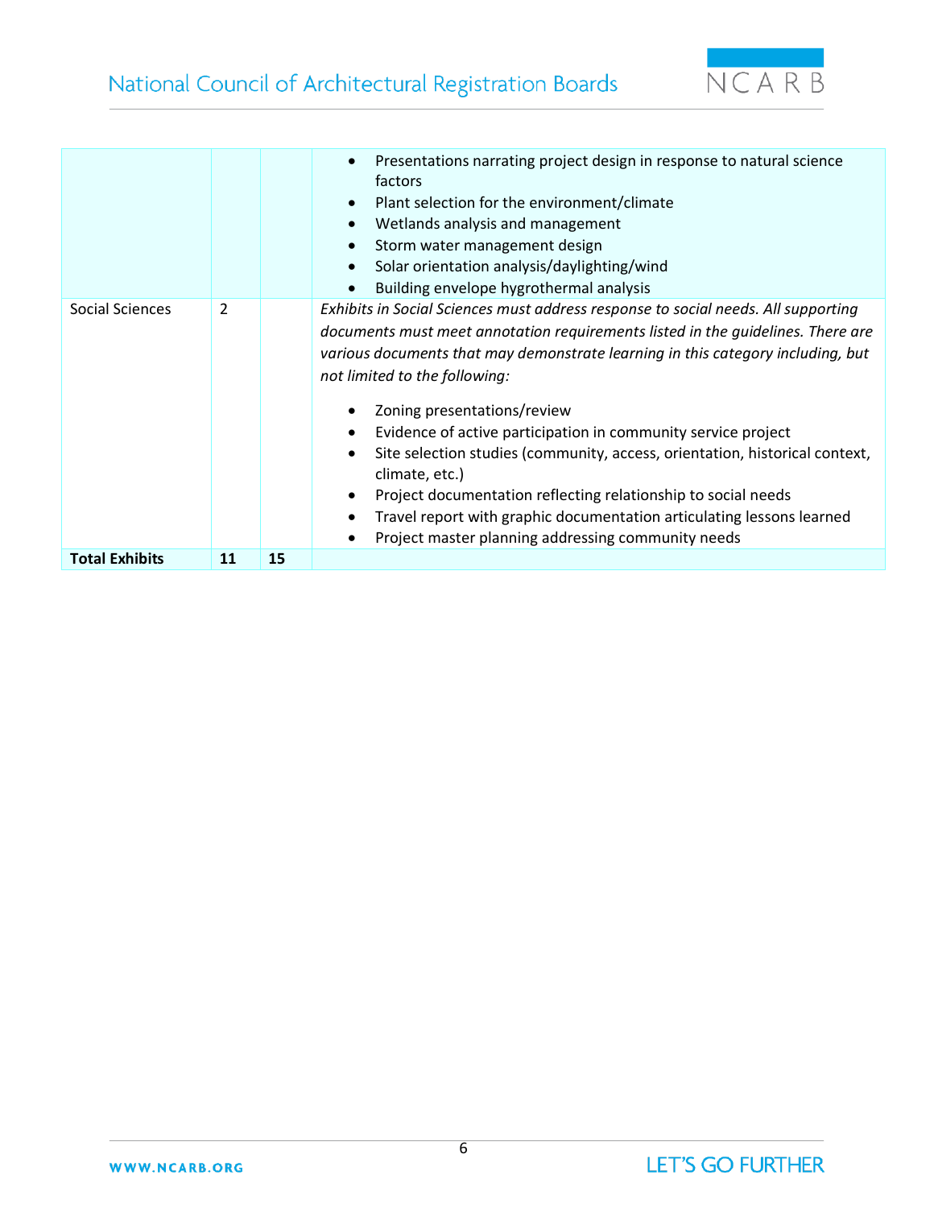| | | | |
|---|---|---|---|
| | | | • Presentations narrating project design in response to natural science factors<br>• Plant selection for the environment/climate<br>• Wetlands analysis and management<br>• Storm water management design<br>• Solar orientation analysis/daylighting/wind<br>• Building envelope hygrothermal analysis |
| Social Sciences | 2 | | *Exhibits in Social Sciences must address response to social needs. All supporting documents must meet annotation requirements listed in the guidelines. There are various documents that may demonstrate learning in this category including, but not limited to the following:*<br>• Zoning presentations/review<br>• Evidence of active participation in community service project<br>• Site selection studies (community, access, orientation, historical context, climate, etc.)<br>• Project documentation reflecting relationship to social needs<br>• Travel report with graphic documentation articulating lessons learned<br>• Project master planning addressing community needs |
| **Total Exhibits** | **11** | **15** | |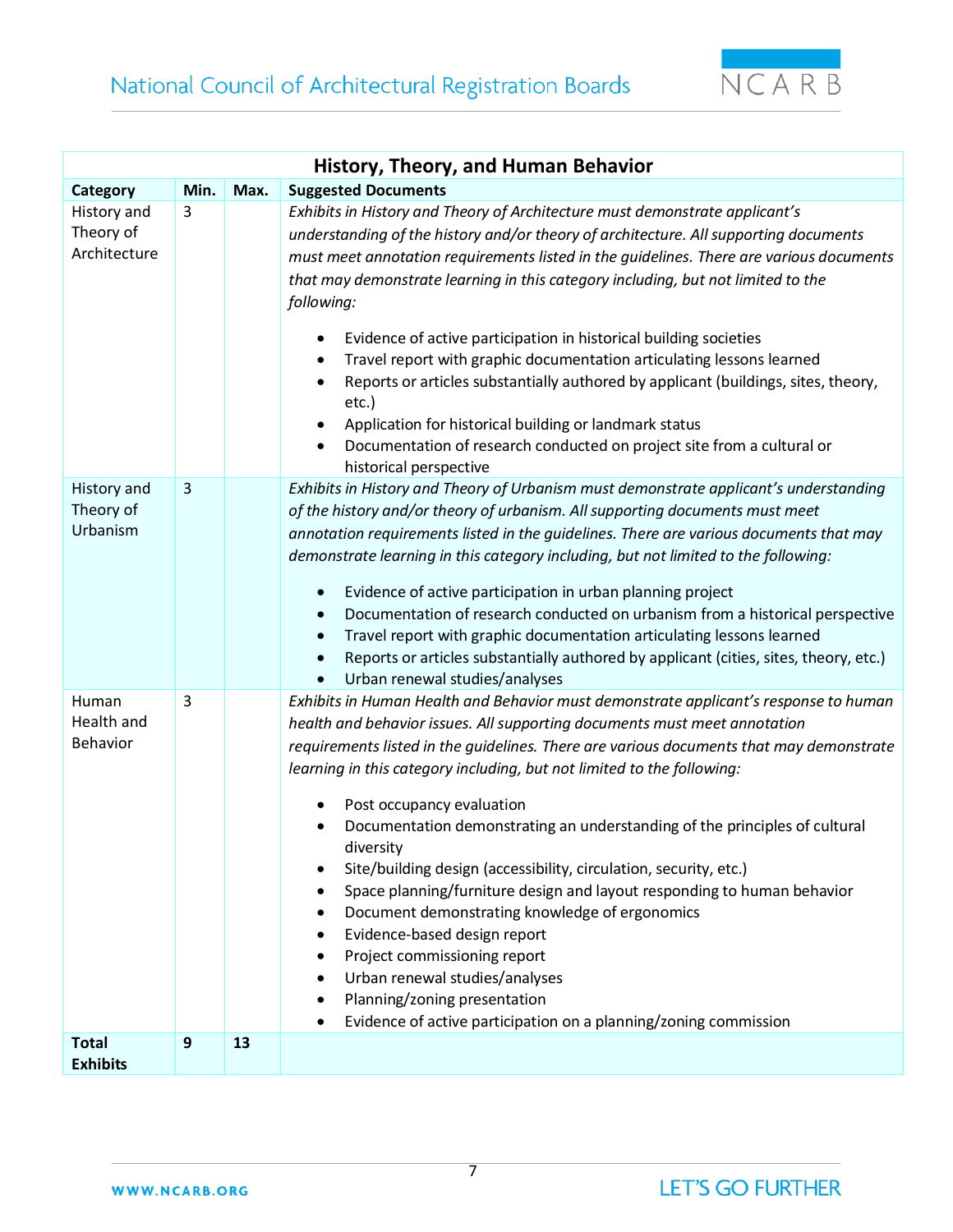| History, Theory, and Human Behavior | | | |
|---|---|---|---|
| **Category** | **Min.** | **Max.** | **Suggested Documents** |
| History and Theory of Architecture | 3 | | *Exhibits in History and Theory of Architecture must demonstrate applicant's understanding of the history and/or theory of architecture. All supporting documents must meet annotation requirements listed in the guidelines. There are various documents that may demonstrate learning in this category including, but not limited to the following:*<br>• Evidence of active participation in historical building societies<br>• Travel report with graphic documentation articulating lessons learned<br>• Reports or articles substantially authored by applicant (buildings, sites, theory, etc.)<br>• Application for historical building or landmark status<br>• Documentation of research conducted on project site from a cultural or historical perspective |
| History and Theory of Urbanism | 3 | | *Exhibits in History and Theory of Urbanism must demonstrate applicant's understanding of the history and/or theory of urbanism. All supporting documents must meet annotation requirements listed in the guidelines. There are various documents that may demonstrate learning in this category including, but not limited to the following:*<br>• Evidence of active participation in urban planning project<br>• Documentation of research conducted on urbanism from a historical perspective<br>• Travel report with graphic documentation articulating lessons learned<br>• Reports or articles substantially authored by applicant (cities, sites, theory, etc.)<br>• Urban renewal studies/analyses |
| Human Health and Behavior | 3 | | *Exhibits in Human Health and Behavior must demonstrate applicant's response to human health and behavior issues. All supporting documents must meet annotation requirements listed in the guidelines. There are various documents that may demonstrate learning in this category including, but not limited to the following:*<br>• Post occupancy evaluation<br>• Documentation demonstrating an understanding of the principles of cultural diversity<br>• Site/building design (accessibility, circulation, security, etc.)<br>• Space planning/furniture design and layout responding to human behavior<br>• Document demonstrating knowledge of ergonomics<br>• Evidence-based design report<br>• Project commissioning report<br>• Urban renewal studies/analyses<br>• Planning/zoning presentation<br>• Evidence of active participation on a planning/zoning commission |
| **Total Exhibits** | **9** | **13** | |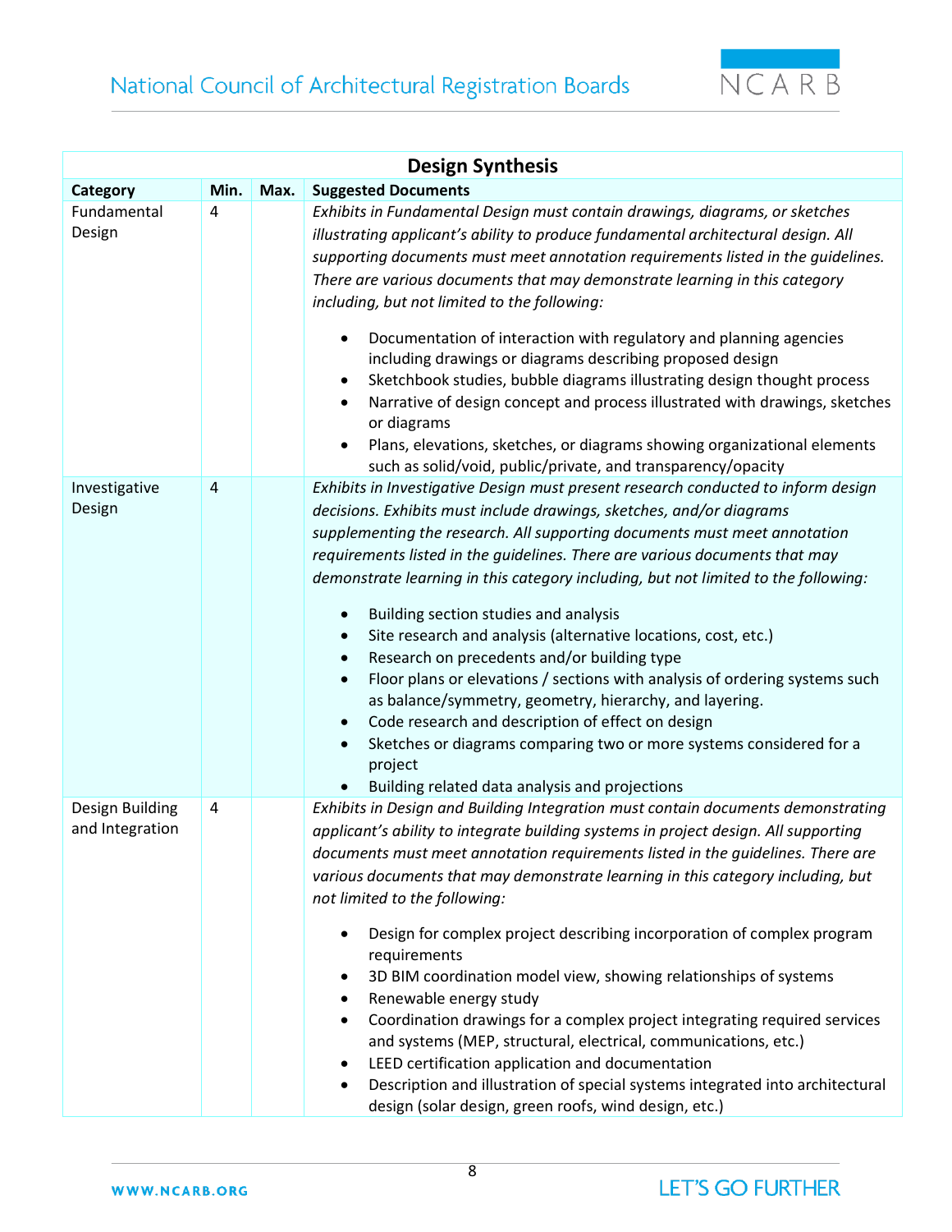| Design Synthesis | | | |
|---|---|---|---|
| **Category** | **Min.** | **Max.** | **Suggested Documents** |
| Fundamental Design | 4 | | *Exhibits in Fundamental Design must contain drawings, diagrams, or sketches illustrating applicant's ability to produce fundamental architectural design. All supporting documents must meet annotation requirements listed in the guidelines. There are various documents that may demonstrate learning in this category including, but not limited to the following:*<br>• Documentation of interaction with regulatory and planning agencies including drawings or diagrams describing proposed design<br>• Sketchbook studies, bubble diagrams illustrating design thought process<br>• Narrative of design concept and process illustrated with drawings, sketches or diagrams<br>• Plans, elevations, sketches, or diagrams showing organizational elements such as solid/void, public/private, and transparency/opacity |
| Investigative Design | 4 | | *Exhibits in Investigative Design must present research conducted to inform design decisions. Exhibits must include drawings, sketches, and/or diagrams supplementing the research. All supporting documents must meet annotation requirements listed in the guidelines. There are various documents that may demonstrate learning in this category including, but not limited to the following:*<br>• Building section studies and analysis<br>• Site research and analysis (alternative locations, cost, etc.)<br>• Research on precedents and/or building type<br>• Floor plans or elevations / sections with analysis of ordering systems such as balance/symmetry, geometry, hierarchy, and layering.<br>• Code research and description of effect on design<br>• Sketches or diagrams comparing two or more systems considered for a project<br>• Building related data analysis and projections |
| Design Building and Integration | 4 | | *Exhibits in Design and Building Integration must contain documents demonstrating applicant's ability to integrate building systems in project design. All supporting documents must meet annotation requirements listed in the guidelines. There are various documents that may demonstrate learning in this category including, but not limited to the following:*<br>• Design for complex project describing incorporation of complex program requirements<br>• 3D BIM coordination model view, showing relationships of systems<br>• Renewable energy study<br>• Coordination drawings for a complex project integrating required services and systems (MEP, structural, electrical, communications, etc.)<br>• LEED certification application and documentation<br>• Description and illustration of special systems integrated into architectural design (solar design, green roofs, wind design, etc.) |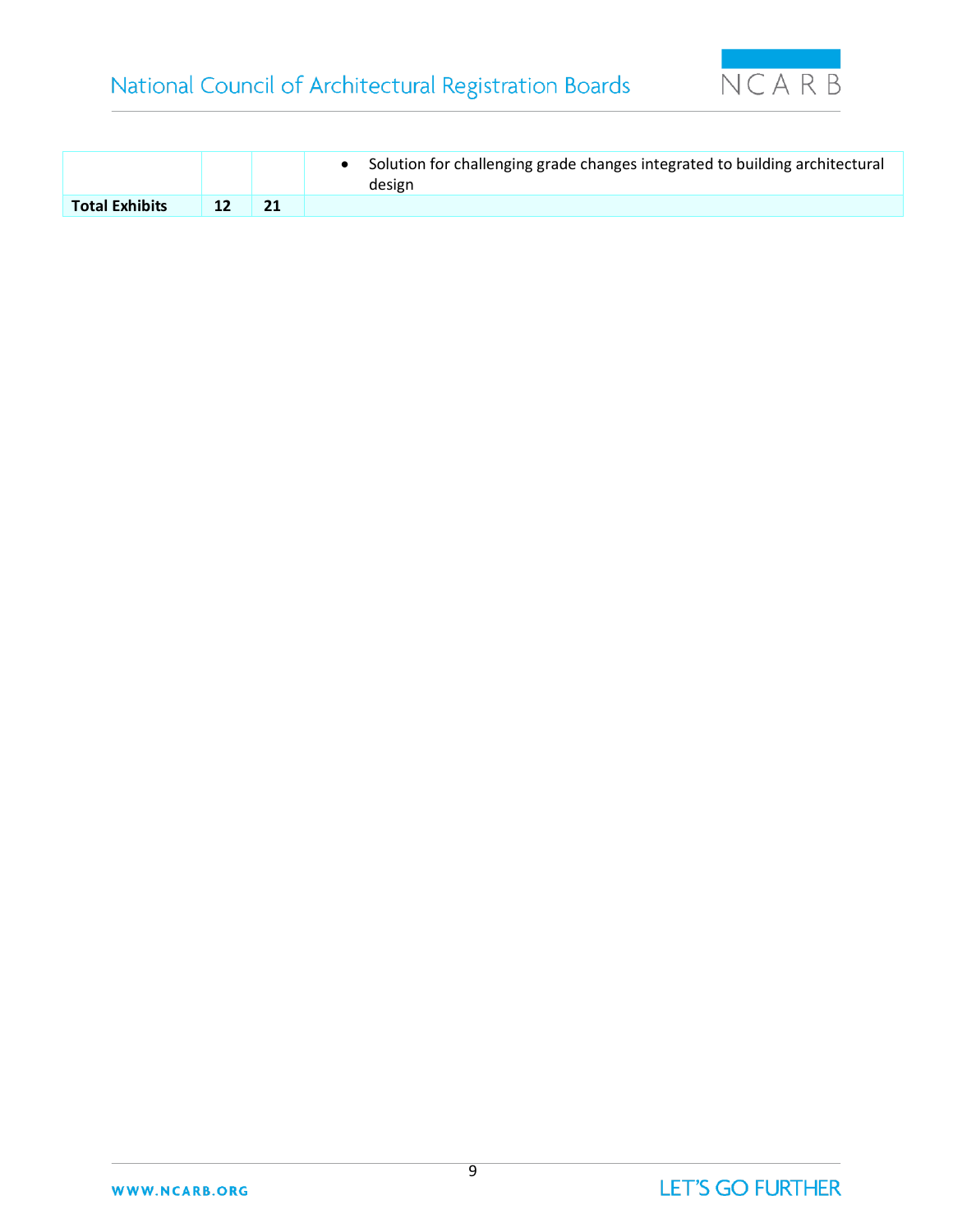| | | | |
|---|---|---|---|
| | | | • Solution for challenging grade changes integrated to building architectural design |
| **Total Exhibits** | **12** | **21** | |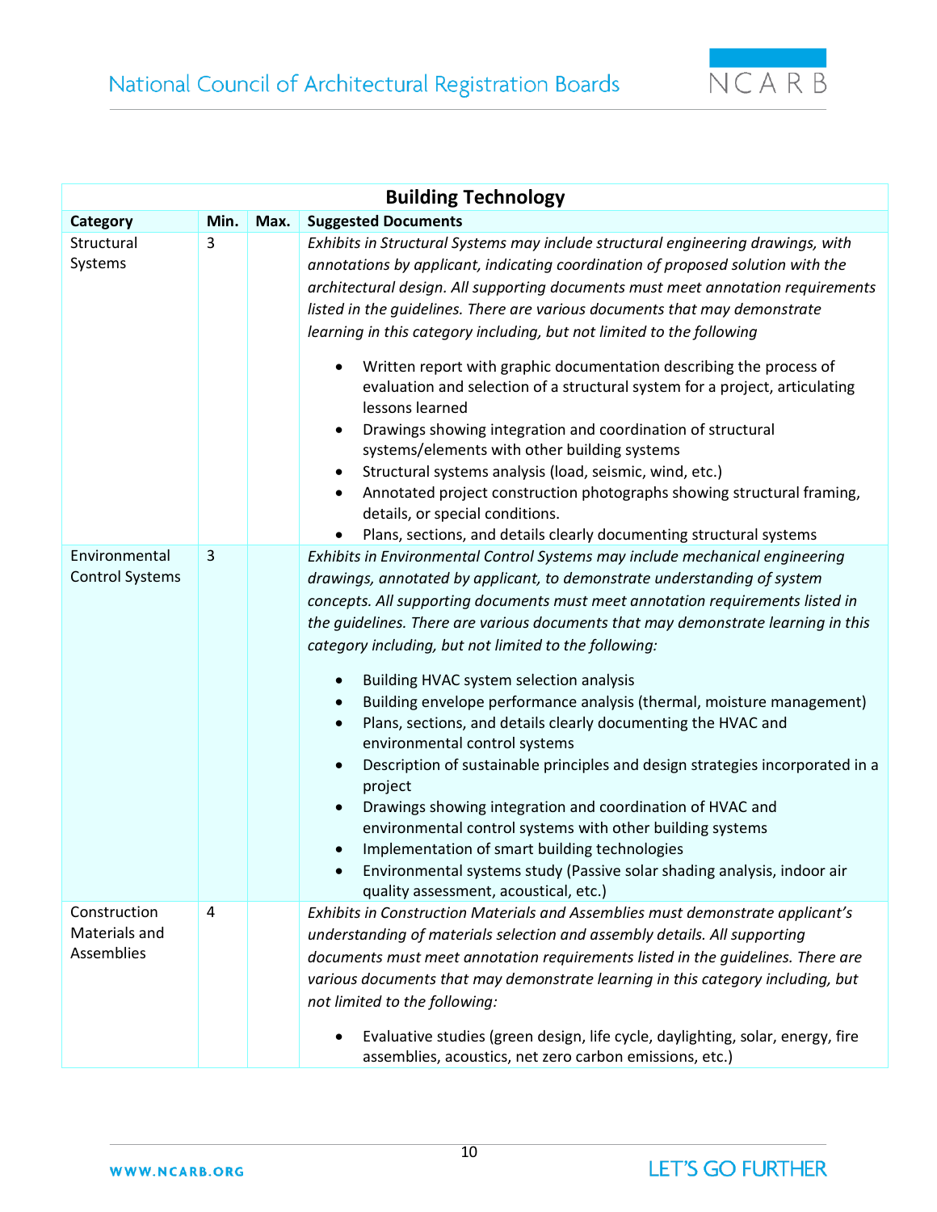| Building Technology | | | |
|---|---|---|---|
| **Category** | **Min.** | **Max.** | **Suggested Documents** |
| Structural Systems | 3 | | *Exhibits in Structural Systems may include structural engineering drawings, with annotations by applicant, indicating coordination of proposed solution with the architectural design. All supporting documents must meet annotation requirements listed in the guidelines. There are various documents that may demonstrate learning in this category including, but not limited to the following*<br>• Written report with graphic documentation describing the process of evaluation and selection of a structural system for a project, articulating lessons learned<br>• Drawings showing integration and coordination of structural systems/elements with other building systems<br>• Structural systems analysis (load, seismic, wind, etc.)<br>• Annotated project construction photographs showing structural framing, details, or special conditions.<br>• Plans, sections, and details clearly documenting structural systems |
| Environmental Control Systems | 3 | | *Exhibits in Environmental Control Systems may include mechanical engineering drawings, annotated by applicant, to demonstrate understanding of system concepts. All supporting documents must meet annotation requirements listed in the guidelines. There are various documents that may demonstrate learning in this category including, but not limited to the following:*<br>• Building HVAC system selection analysis<br>• Building envelope performance analysis (thermal, moisture management)<br>• Plans, sections, and details clearly documenting the HVAC and environmental control systems<br>• Description of sustainable principles and design strategies incorporated in a project<br>• Drawings showing integration and coordination of HVAC and environmental control systems with other building systems<br>• Implementation of smart building technologies<br>• Environmental systems study (Passive solar shading analysis, indoor air quality assessment, acoustical, etc.) |
| Construction Materials and Assemblies | 4 | | *Exhibits in Construction Materials and Assemblies must demonstrate applicant's understanding of materials selection and assembly details. All supporting documents must meet annotation requirements listed in the guidelines. There are various documents that may demonstrate learning in this category including, but not limited to the following:*<br>• Evaluative studies (green design, life cycle, daylighting, solar, energy, fire assemblies, acoustics, net zero carbon emissions, etc.) |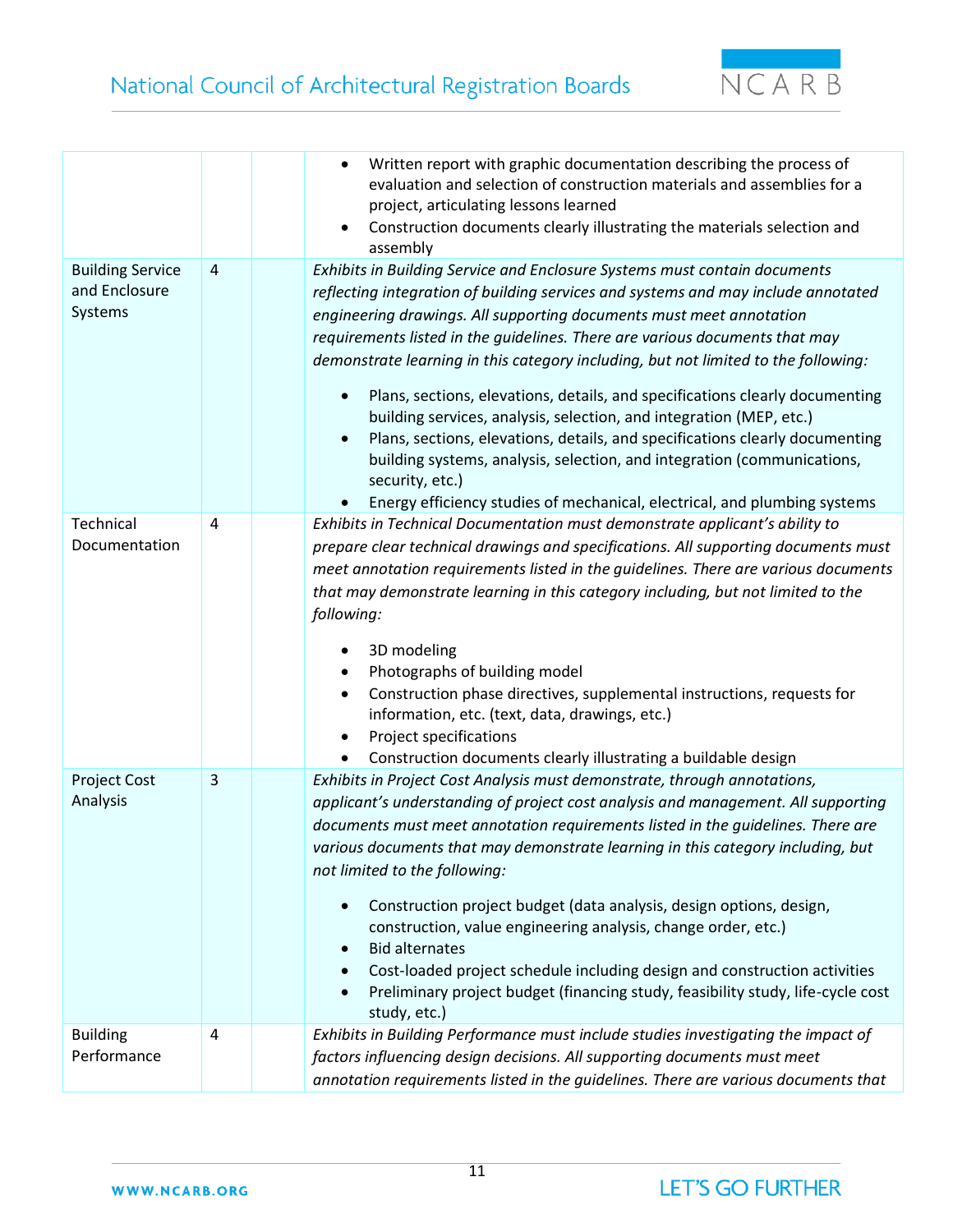| | | | |
|---|---|---|---|
| | | | • Written report with graphic documentation describing the process of evaluation and selection of construction materials and assemblies for a project, articulating lessons learned<br>• Construction documents clearly illustrating the materials selection and assembly |
| Building Service and Enclosure Systems | 4 | | *Exhibits in Building Service and Enclosure Systems must contain documents reflecting integration of building services and systems and may include annotated engineering drawings. All supporting documents must meet annotation requirements listed in the guidelines. There are various documents that may demonstrate learning in this category including, but not limited to the following:*<br>• Plans, sections, elevations, details, and specifications clearly documenting building services, analysis, selection, and integration (MEP, etc.)<br>• Plans, sections, elevations, details, and specifications clearly documenting building systems, analysis, selection, and integration (communications, security, etc.)<br>• Energy efficiency studies of mechanical, electrical, and plumbing systems |
| Technical Documentation | 4 | | *Exhibits in Technical Documentation must demonstrate applicant's ability to prepare clear technical drawings and specifications. All supporting documents must meet annotation requirements listed in the guidelines. There are various documents that may demonstrate learning in this category including, but not limited to the following:*<br>• 3D modeling<br>• Photographs of building model<br>• Construction phase directives, supplemental instructions, requests for information, etc. (text, data, drawings, etc.)<br>• Project specifications<br>• Construction documents clearly illustrating a buildable design |
| Project Cost Analysis | 3 | | *Exhibits in Project Cost Analysis must demonstrate, through annotations, applicant's understanding of project cost analysis and management. All supporting documents must meet annotation requirements listed in the guidelines. There are various documents that may demonstrate learning in this category including, but not limited to the following:*<br>• Construction project budget (data analysis, design options, design, construction, value engineering analysis, change order, etc.)<br>• Bid alternates<br>• Cost-loaded project schedule including design and construction activities<br>• Preliminary project budget (financing study, feasibility study, life-cycle cost study, etc.) |
| Building Performance | 4 | | *Exhibits in Building Performance must include studies investigating the impact of factors influencing design decisions. All supporting documents must meet annotation requirements listed in the guidelines. There are various documents that* |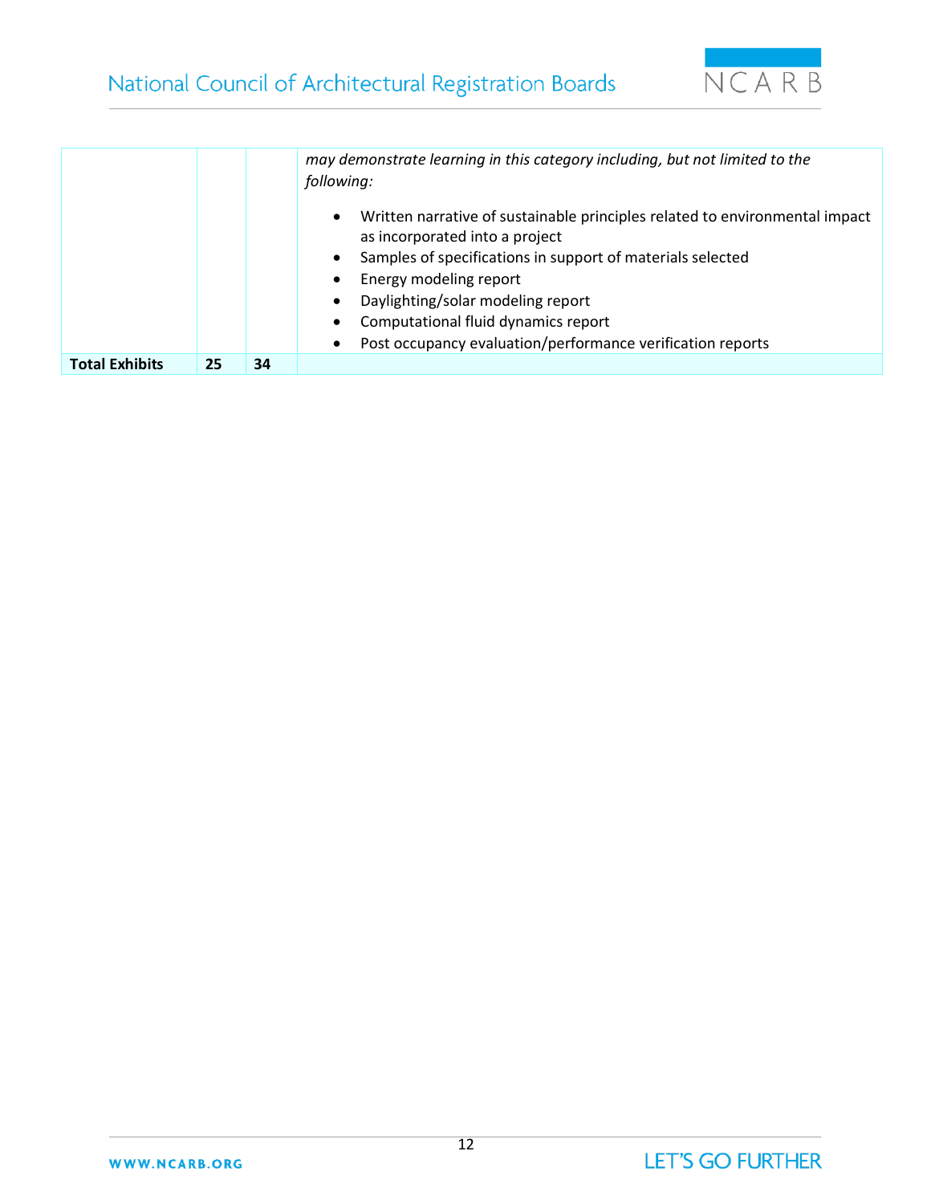| | | | |
|---|---|---|---|
| | | | *may demonstrate learning in this category including, but not limited to the following:*<br><br>• Written narrative of sustainable principles related to environmental impact as incorporated into a project<br>• Samples of specifications in support of materials selected<br>• Energy modeling report<br>• Daylighting/solar modeling report<br>• Computational fluid dynamics report<br>• Post occupancy evaluation/performance verification reports |
| **Total Exhibits** | **25** | **34** | |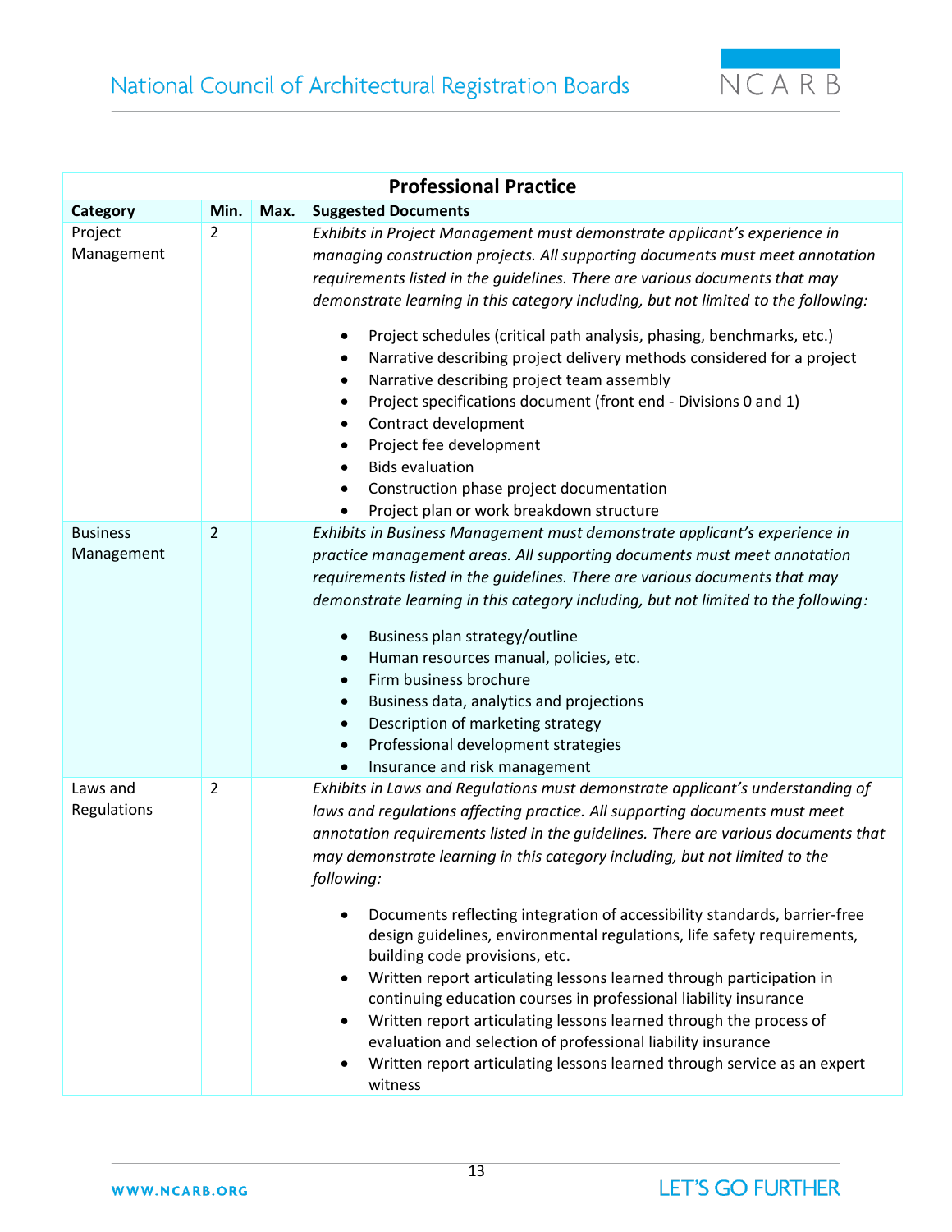| Professional Practice | | | |
|---|---|---|---|
| **Category** | **Min.** | **Max.** | **Suggested Documents** |
| Project Management | 2 | | *Exhibits in Project Management must demonstrate applicant's experience in managing construction projects. All supporting documents must meet annotation requirements listed in the guidelines. There are various documents that may demonstrate learning in this category including, but not limited to the following:*<br>• Project schedules (critical path analysis, phasing, benchmarks, etc.)<br>• Narrative describing project delivery methods considered for a project<br>• Narrative describing project team assembly<br>• Project specifications document (front end - Divisions 0 and 1)<br>• Contract development<br>• Project fee development<br>• Bids evaluation<br>• Construction phase project documentation<br>• Project plan or work breakdown structure |
| Business Management | 2 | | *Exhibits in Business Management must demonstrate applicant's experience in practice management areas. All supporting documents must meet annotation requirements listed in the guidelines. There are various documents that may demonstrate learning in this category including, but not limited to the following:*<br>• Business plan strategy/outline<br>• Human resources manual, policies, etc.<br>• Firm business brochure<br>• Business data, analytics and projections<br>• Description of marketing strategy<br>• Professional development strategies<br>• Insurance and risk management |
| Laws and Regulations | 2 | | *Exhibits in Laws and Regulations must demonstrate applicant's understanding of laws and regulations affecting practice. All supporting documents must meet annotation requirements listed in the guidelines. There are various documents that may demonstrate learning in this category including, but not limited to the following:*<br>• Documents reflecting integration of accessibility standards, barrier-free design guidelines, environmental regulations, life safety requirements, building code provisions, etc.<br>• Written report articulating lessons learned through participation in continuing education courses in professional liability insurance<br>• Written report articulating lessons learned through the process of evaluation and selection of professional liability insurance<br>• Written report articulating lessons learned through service as an expert witness |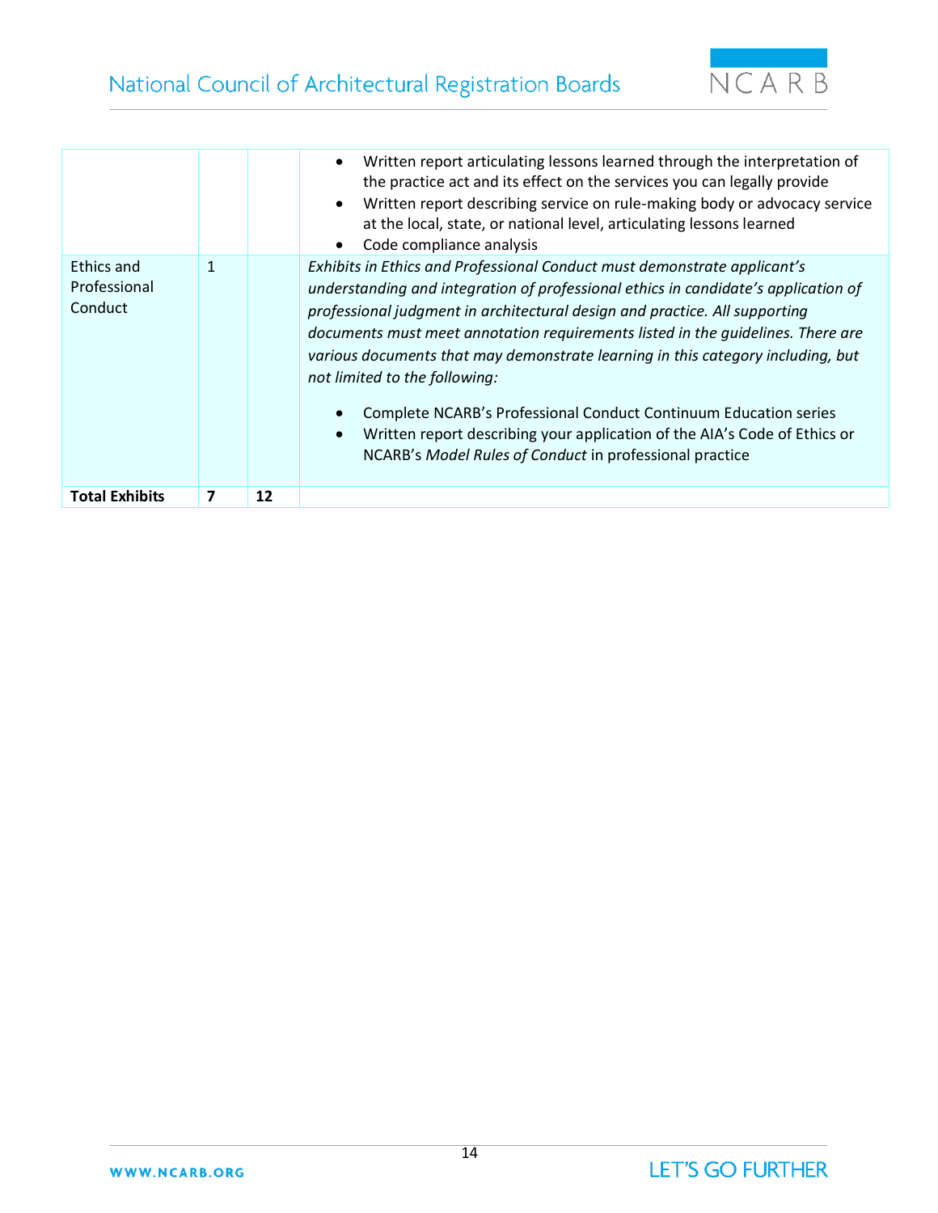| | | | |
|---|---|---|---|
| | | | • Written report articulating lessons learned through the interpretation of the practice act and its effect on the services you can legally provide<br>• Written report describing service on rule-making body or advocacy service at the local, state, or national level, articulating lessons learned<br>• Code compliance analysis |
| Ethics and Professional Conduct | 1 | | *Exhibits in Ethics and Professional Conduct must demonstrate applicant's understanding and integration of professional ethics in candidate's application of professional judgment in architectural design and practice. All supporting documents must meet annotation requirements listed in the guidelines. There are various documents that may demonstrate learning in this category including, but not limited to the following:*<br><br>• Complete NCARB's Professional Conduct Continuum Education series<br>• Written report describing your application of the AIA's Code of Ethics or NCARB's *Model Rules of Conduct* in professional practice |
| **Total Exhibits** | **7** | **12** | |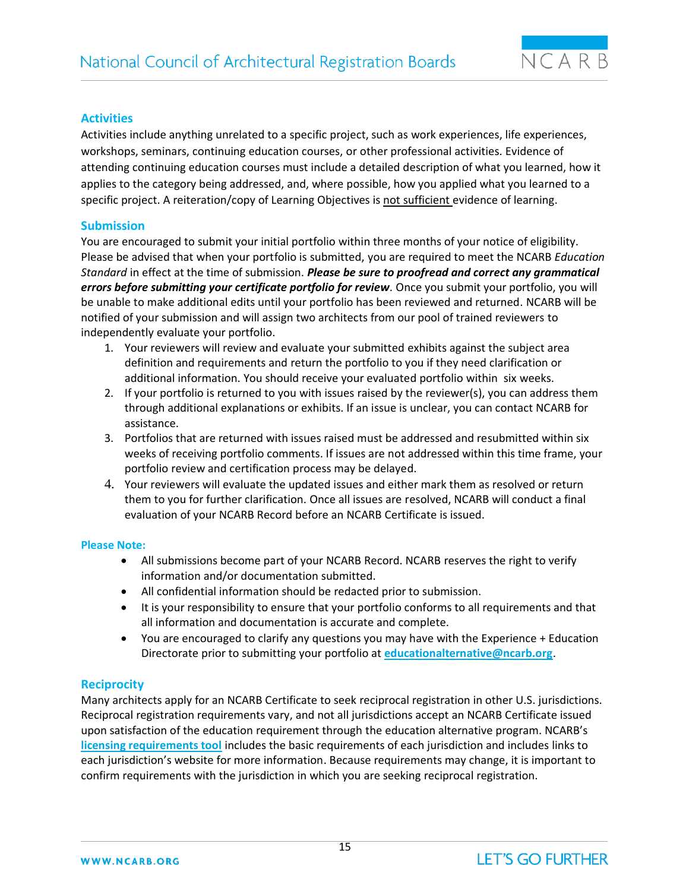## Activities

Activities include anything unrelated to a specific project, such as work experiences, life experiences, workshops, seminars, continuing education courses, or other professional activities. Evidence of attending continuing education courses must include a detailed description of what you learned, how it applies to the category being addressed, and, where possible, how you applied what you learned to a specific project. A reiteration/copy of Learning Objectives is not sufficient evidence of learning.

## Submission

You are encouraged to submit your initial portfolio within three months of your notice of eligibility. Please be advised that when your portfolio is submitted, you are required to meet the NCARB *Education Standard* in effect at the time of submission. ***Please be sure to proofread and correct any grammatical errors before submitting your certificate portfolio for review.*** Once you submit your portfolio, you will be unable to make additional edits until your portfolio has been reviewed and returned. NCARB will be notified of your submission and will assign two architects from our pool of trained reviewers to independently evaluate your portfolio.

1. Your reviewers will review and evaluate your submitted exhibits against the subject area definition and requirements and return the portfolio to you if they need clarification or additional information. You should receive your evaluated portfolio within six weeks.
2. If your portfolio is returned to you with issues raised by the reviewer(s), you can address them through additional explanations or exhibits. If an issue is unclear, you can contact NCARB for assistance.
3. Portfolios that are returned with issues raised must be addressed and resubmitted within six weeks of receiving portfolio comments. If issues are not addressed within this time frame, your portfolio review and certification process may be delayed.
4. Your reviewers will evaluate the updated issues and either mark them as resolved or return them to you for further clarification. Once all issues are resolved, NCARB will conduct a final evaluation of your NCARB Record before an NCARB Certificate is issued.

### Please Note:

- All submissions become part of your NCARB Record. NCARB reserves the right to verify information and/or documentation submitted.
- All confidential information should be redacted prior to submission.
- It is your responsibility to ensure that your portfolio conforms to all requirements and that all information and documentation is accurate and complete.
- You are encouraged to clarify any questions you may have with the Experience + Education Directorate prior to submitting your portfolio at **educationalternative@ncarb.org**.

## Reciprocity

Many architects apply for an NCARB Certificate to seek reciprocal registration in other U.S. jurisdictions. Reciprocal registration requirements vary, and not all jurisdictions accept an NCARB Certificate issued upon satisfaction of the education requirement through the education alternative program. NCARB's **licensing requirements tool** includes the basic requirements of each jurisdiction and includes links to each jurisdiction's website for more information. Because requirements may change, it is important to confirm requirements with the jurisdiction in which you are seeking reciprocal registration.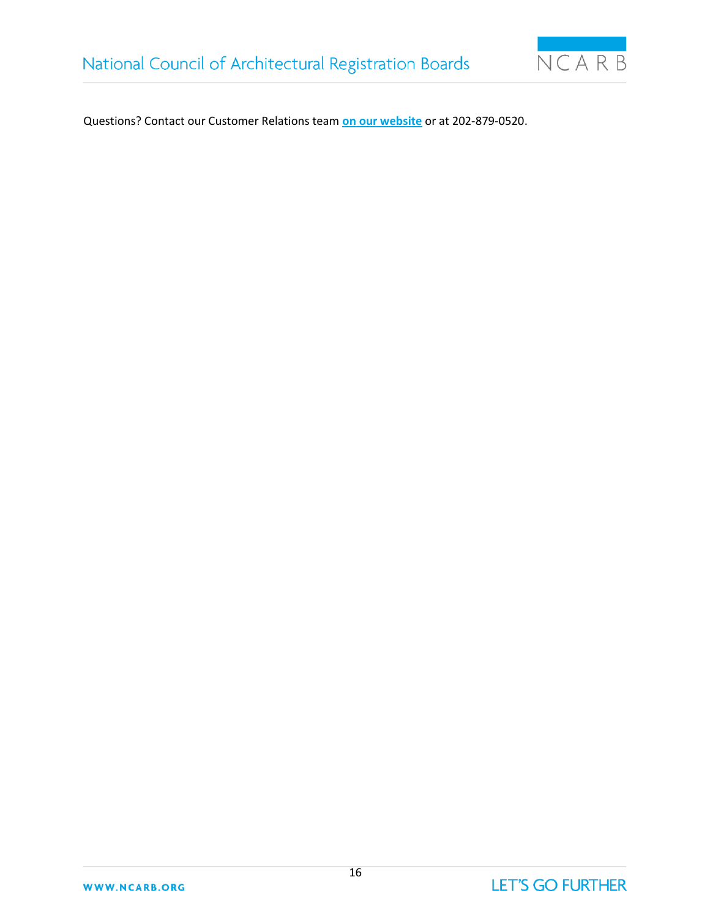Questions? Contact our Customer Relations team **on our website** or at 202-879-0520.